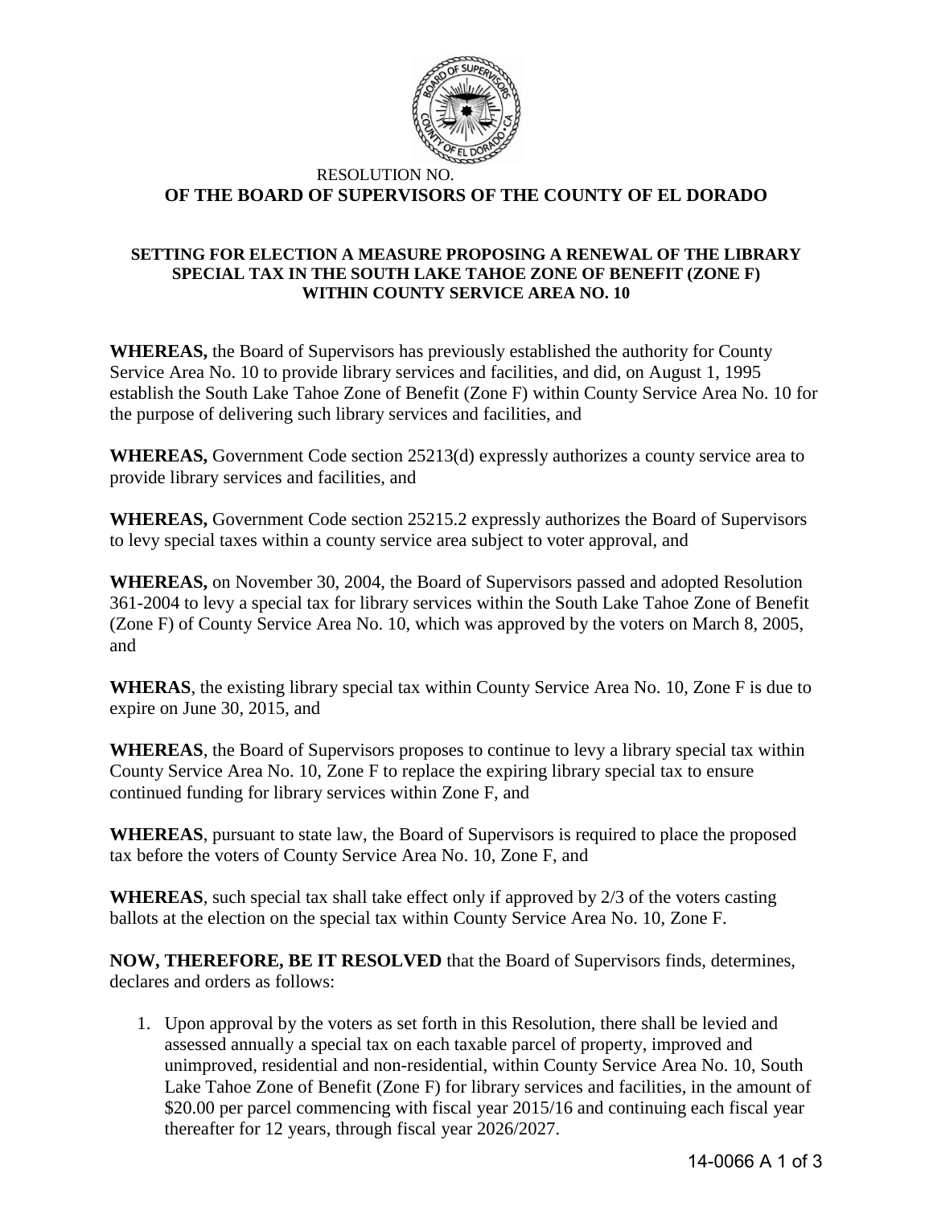RESOLUTION NO.

# OF THE BOARD OF SUPERVISORS OF THE COUNTY OF EL DORADO

### SETTING FOR ELECTION A MEASURE PROPOSING A RENEWAL OF THE LIBRARY SPECIAL TAX IN THE SOUTH LAKE TAHOE ZONE OF BENEFIT (ZONE F) WITHIN COUNTY SERVICE AREA NO. 10

**WHEREAS,** the Board of Supervisors has previously established the authority for County Service Area No. 10 to provide library services and facilities, and did, on August 1, 1995 establish the South Lake Tahoe Zone of Benefit (Zone F) within County Service Area No. 10 for the purpose of delivering such library services and facilities, and

**WHEREAS,** Government Code section 25213(d) expressly authorizes a county service area to provide library services and facilities, and

**WHEREAS,** Government Code section 25215.2 expressly authorizes the Board of Supervisors to levy special taxes within a county service area subject to voter approval, and

**WHEREAS,** on November 30, 2004, the Board of Supervisors passed and adopted Resolution 361-2004 to levy a special tax for library services within the South Lake Tahoe Zone of Benefit (Zone F) of County Service Area No. 10, which was approved by the voters on March 8, 2005, and

**WHERAS**, the existing library special tax within County Service Area No. 10, Zone F is due to expire on June 30, 2015, and

**WHEREAS**, the Board of Supervisors proposes to continue to levy a library special tax within County Service Area No. 10, Zone F to replace the expiring library special tax to ensure continued funding for library services within Zone F, and

**WHEREAS**, pursuant to state law, the Board of Supervisors is required to place the proposed tax before the voters of County Service Area No. 10, Zone F, and

**WHEREAS**, such special tax shall take effect only if approved by 2/3 of the voters casting ballots at the election on the special tax within County Service Area No. 10, Zone F.

**NOW, THEREFORE, BE IT RESOLVED** that the Board of Supervisors finds, determines, declares and orders as follows:

1. Upon approval by the voters as set forth in this Resolution, there shall be levied and assessed annually a special tax on each taxable parcel of property, improved and unimproved, residential and non-residential, within County Service Area No. 10, South Lake Tahoe Zone of Benefit (Zone F) for library services and facilities, in the amount of $20.00 per parcel commencing with fiscal year 2015/16 and continuing each fiscal year thereafter for 12 years, through fiscal year 2026/2027.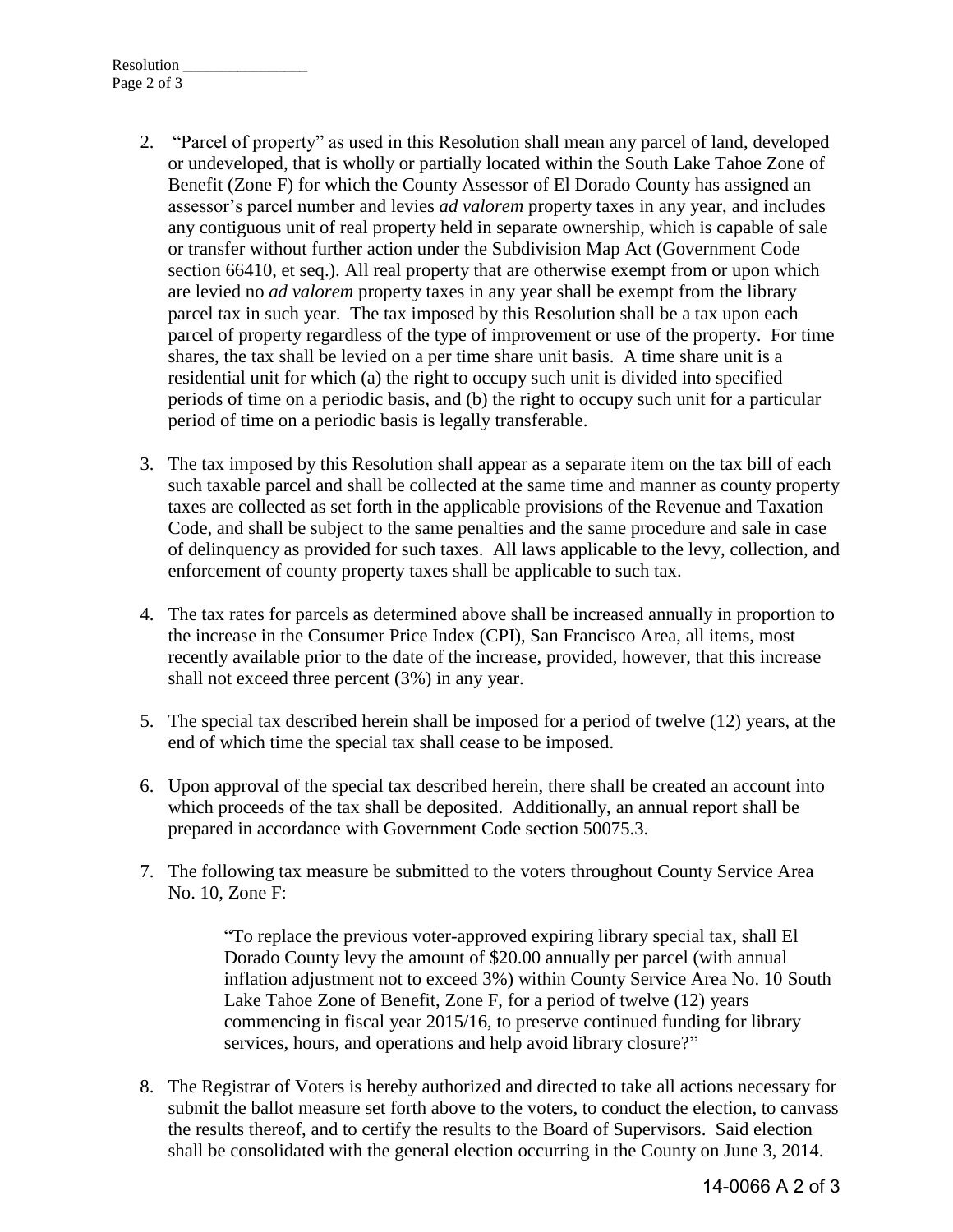2. "Parcel of property" as used in this Resolution shall mean any parcel of land, developed or undeveloped, that is wholly or partially located within the South Lake Tahoe Zone of Benefit (Zone F) for which the County Assessor of El Dorado County has assigned an assessor's parcel number and levies *ad valorem* property taxes in any year, and includes any contiguous unit of real property held in separate ownership, which is capable of sale or transfer without further action under the Subdivision Map Act (Government Code section 66410, et seq.). All real property that are otherwise exempt from or upon which are levied no *ad valorem* property taxes in any year shall be exempt from the library parcel tax in such year. The tax imposed by this Resolution shall be a tax upon each parcel of property regardless of the type of improvement or use of the property. For time shares, the tax shall be levied on a per time share unit basis. A time share unit is a residential unit for which (a) the right to occupy such unit is divided into specified periods of time on a periodic basis, and (b) the right to occupy such unit for a particular period of time on a periodic basis is legally transferable.

3. The tax imposed by this Resolution shall appear as a separate item on the tax bill of each such taxable parcel and shall be collected at the same time and manner as county property taxes are collected as set forth in the applicable provisions of the Revenue and Taxation Code, and shall be subject to the same penalties and the same procedure and sale in case of delinquency as provided for such taxes. All laws applicable to the levy, collection, and enforcement of county property taxes shall be applicable to such tax.

4. The tax rates for parcels as determined above shall be increased annually in proportion to the increase in the Consumer Price Index (CPI), San Francisco Area, all items, most recently available prior to the date of the increase, provided, however, that this increase shall not exceed three percent (3%) in any year.

5. The special tax described herein shall be imposed for a period of twelve (12) years, at the end of which time the special tax shall cease to be imposed.

6. Upon approval of the special tax described herein, there shall be created an account into which proceeds of the tax shall be deposited. Additionally, an annual report shall be prepared in accordance with Government Code section 50075.3.

7. The following tax measure be submitted to the voters throughout County Service Area No. 10, Zone F:

   > "To replace the previous voter-approved expiring library special tax, shall El Dorado County levy the amount of $20.00 annually per parcel (with annual inflation adjustment not to exceed 3%) within County Service Area No. 10 South Lake Tahoe Zone of Benefit, Zone F, for a period of twelve (12) years commencing in fiscal year 2015/16, to preserve continued funding for library services, hours, and operations and help avoid library closure?"

8. The Registrar of Voters is hereby authorized and directed to take all actions necessary for submit the ballot measure set forth above to the voters, to conduct the election, to canvass the results thereof, and to certify the results to the Board of Supervisors. Said election shall be consolidated with the general election occurring in the County on June 3, 2014.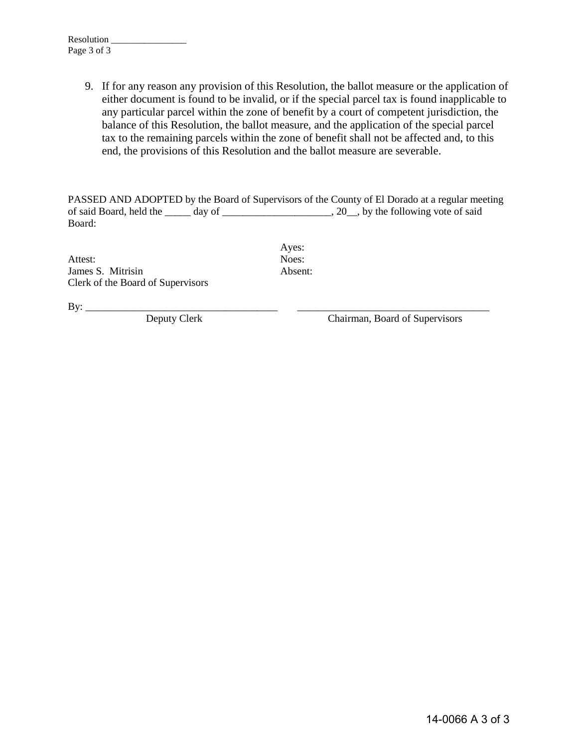9. If for any reason any provision of this Resolution, the ballot measure or the application of either document is found to be invalid, or if the special parcel tax is found inapplicable to any particular parcel within the zone of benefit by a court of competent jurisdiction, the balance of this Resolution, the ballot measure, and the application of the special parcel tax to the remaining parcels within the zone of benefit shall not be affected and, to this end, the provisions of this Resolution and the ballot measure are severable.

PASSED AND ADOPTED by the Board of Supervisors of the County of El Dorado at a regular meeting of said Board, held the _____ day of _____________________, 20__, by the following vote of said Board:

Ayes:
Noes:
Absent:

Attest:
James S. Mitrisin
Clerk of the Board of Supervisors

By: _____________________________________
Deputy Clerk

_____________________________________
Chairman, Board of Supervisors